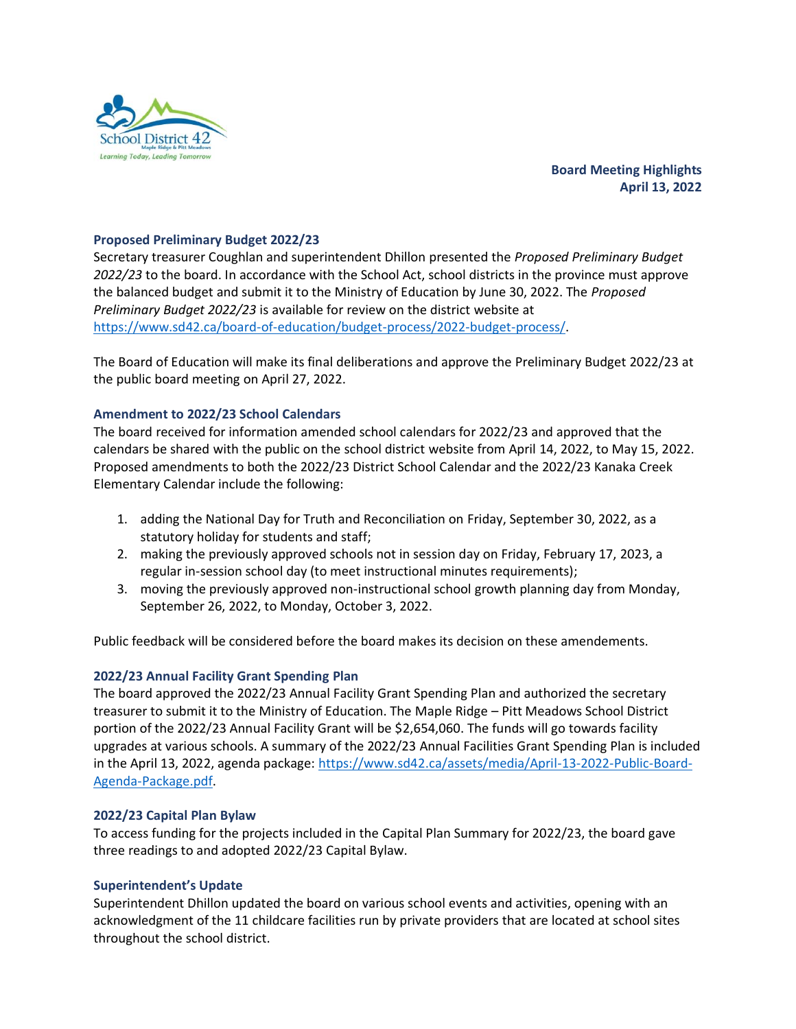**Board Meeting Highlights**
**April 13, 2022**

### Proposed Preliminary Budget 2022/23

Secretary treasurer Coughlan and superintendent Dhillon presented the *Proposed Preliminary Budget 2022/23* to the board. In accordance with the School Act, school districts in the province must approve the balanced budget and submit it to the Ministry of Education by June 30, 2022. The *Proposed Preliminary Budget 2022/23* is available for review on the district website at https://www.sd42.ca/board-of-education/budget-process/2022-budget-process/.

The Board of Education will make its final deliberations and approve the Preliminary Budget 2022/23 at the public board meeting on April 27, 2022.

### Amendment to 2022/23 School Calendars

The board received for information amended school calendars for 2022/23 and approved that the calendars be shared with the public on the school district website from April 14, 2022, to May 15, 2022. Proposed amendments to both the 2022/23 District School Calendar and the 2022/23 Kanaka Creek Elementary Calendar include the following:

1. adding the National Day for Truth and Reconciliation on Friday, September 30, 2022, as a statutory holiday for students and staff;
2. making the previously approved schools not in session day on Friday, February 17, 2023, a regular in-session school day (to meet instructional minutes requirements);
3. moving the previously approved non-instructional school growth planning day from Monday, September 26, 2022, to Monday, October 3, 2022.

Public feedback will be considered before the board makes its decision on these amendements.

### 2022/23 Annual Facility Grant Spending Plan

The board approved the 2022/23 Annual Facility Grant Spending Plan and authorized the secretary treasurer to submit it to the Ministry of Education. The Maple Ridge – Pitt Meadows School District portion of the 2022/23 Annual Facility Grant will be $2,654,060. The funds will go towards facility upgrades at various schools. A summary of the 2022/23 Annual Facilities Grant Spending Plan is included in the April 13, 2022, agenda package: https://www.sd42.ca/assets/media/April-13-2022-Public-Board-Agenda-Package.pdf.

### 2022/23 Capital Plan Bylaw

To access funding for the projects included in the Capital Plan Summary for 2022/23, the board gave three readings to and adopted 2022/23 Capital Bylaw.

### Superintendent's Update

Superintendent Dhillon updated the board on various school events and activities, opening with an acknowledgment of the 11 childcare facilities run by private providers that are located at school sites throughout the school district.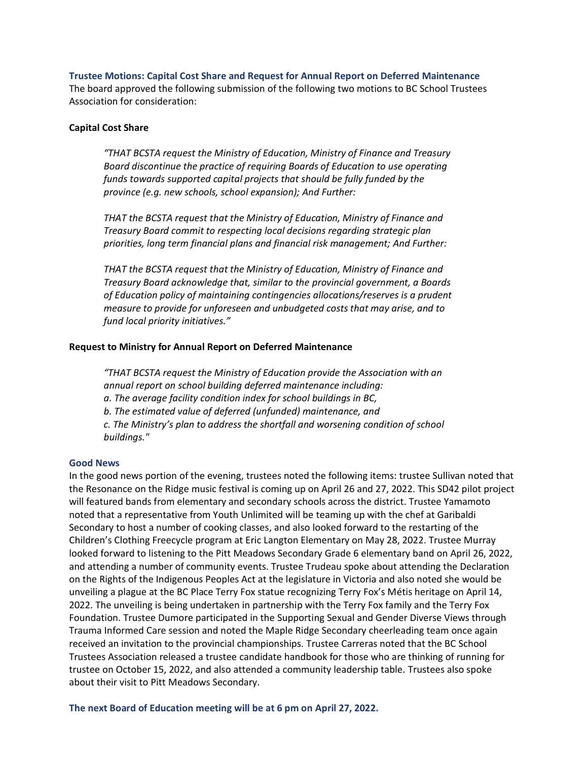**Trustee Motions: Capital Cost Share and Request for Annual Report on Deferred Maintenance**

The board approved the following submission of the following two motions to BC School Trustees Association for consideration:

**Capital Cost Share**

> *"THAT BCSTA request the Ministry of Education, Ministry of Finance and Treasury Board discontinue the practice of requiring Boards of Education to use operating funds towards supported capital projects that should be fully funded by the province (e.g. new schools, school expansion); And Further:*
>
> *THAT the BCSTA request that the Ministry of Education, Ministry of Finance and Treasury Board commit to respecting local decisions regarding strategic plan priorities, long term financial plans and financial risk management; And Further:*
>
> *THAT the BCSTA request that the Ministry of Education, Ministry of Finance and Treasury Board acknowledge that, similar to the provincial government, a Boards of Education policy of maintaining contingencies allocations/reserves is a prudent measure to provide for unforeseen and unbudgeted costs that may arise, and to fund local priority initiatives."*

**Request to Ministry for Annual Report on Deferred Maintenance**

> *"THAT BCSTA request the Ministry of Education provide the Association with an annual report on school building deferred maintenance including:*
> *a. The average facility condition index for school buildings in BC,*
> *b. The estimated value of deferred (unfunded) maintenance, and*
> *c. The Ministry's plan to address the shortfall and worsening condition of school buildings."*

**Good News**

In the good news portion of the evening, trustees noted the following items: trustee Sullivan noted that the Resonance on the Ridge music festival is coming up on April 26 and 27, 2022. This SD42 pilot project will featured bands from elementary and secondary schools across the district. Trustee Yamamoto noted that a representative from Youth Unlimited will be teaming up with the chef at Garibaldi Secondary to host a number of cooking classes, and also looked forward to the restarting of the Children's Clothing Freecycle program at Eric Langton Elementary on May 28, 2022. Trustee Murray looked forward to listening to the Pitt Meadows Secondary Grade 6 elementary band on April 26, 2022, and attending a number of community events. Trustee Trudeau spoke about attending the Declaration on the Rights of the Indigenous Peoples Act at the legislature in Victoria and also noted she would be unveiling a plague at the BC Place Terry Fox statue recognizing Terry Fox's Métis heritage on April 14, 2022. The unveiling is being undertaken in partnership with the Terry Fox family and the Terry Fox Foundation. Trustee Dumore participated in the Supporting Sexual and Gender Diverse Views through Trauma Informed Care session and noted the Maple Ridge Secondary cheerleading team once again received an invitation to the provincial championships. Trustee Carreras noted that the BC School Trustees Association released a trustee candidate handbook for those who are thinking of running for trustee on October 15, 2022, and also attended a community leadership table. Trustees also spoke about their visit to Pitt Meadows Secondary.

**The next Board of Education meeting will be at 6 pm on April 27, 2022.**